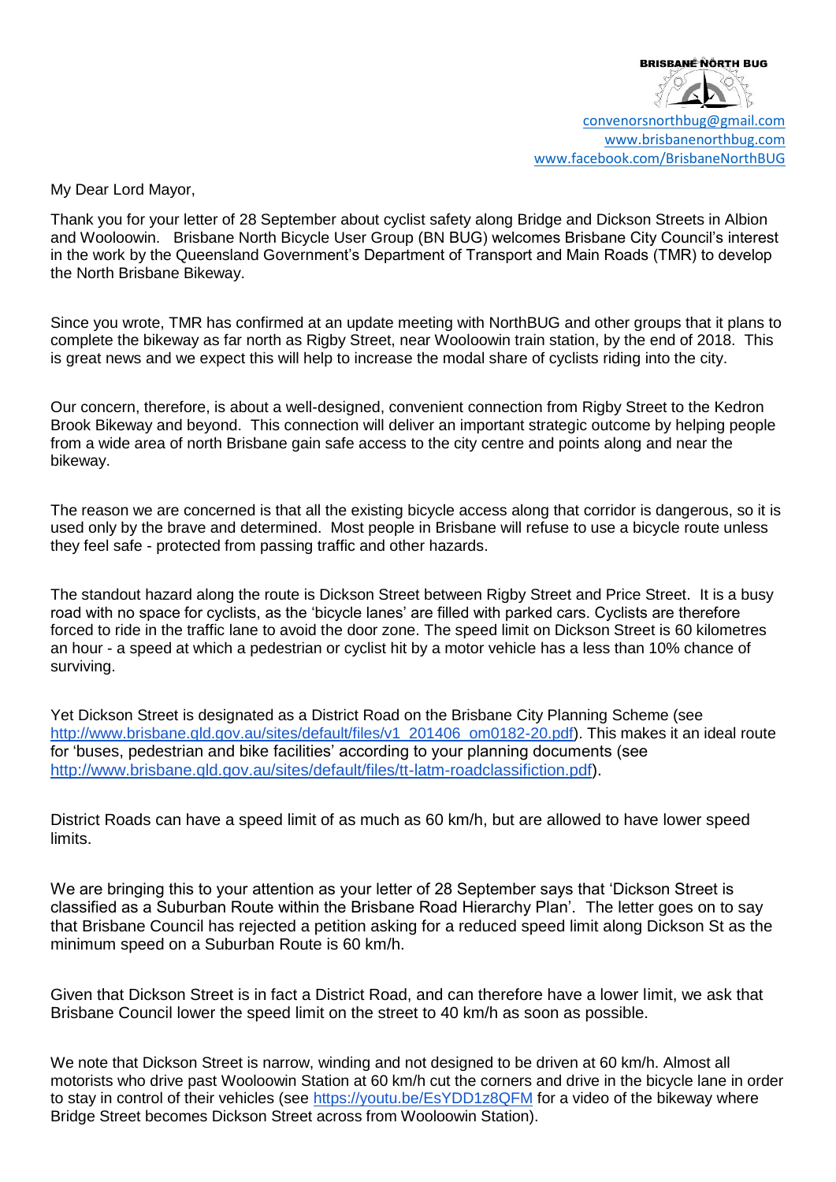BRISBANE NORTH BUG

convenorsnorthbug@gmail.com
www.brisbanenorthbug.com
www.facebook.com/BrisbaneNorthBUG

My Dear Lord Mayor,

Thank you for your letter of 28 September about cyclist safety along Bridge and Dickson Streets in Albion and Wooloowin. Brisbane North Bicycle User Group (BN BUG) welcomes Brisbane City Council's interest in the work by the Queensland Government's Department of Transport and Main Roads (TMR) to develop the North Brisbane Bikeway.

Since you wrote, TMR has confirmed at an update meeting with NorthBUG and other groups that it plans to complete the bikeway as far north as Rigby Street, near Wooloowin train station, by the end of 2018. This is great news and we expect this will help to increase the modal share of cyclists riding into the city.

Our concern, therefore, is about a well-designed, convenient connection from Rigby Street to the Kedron Brook Bikeway and beyond. This connection will deliver an important strategic outcome by helping people from a wide area of north Brisbane gain safe access to the city centre and points along and near the bikeway.

The reason we are concerned is that all the existing bicycle access along that corridor is dangerous, so it is used only by the brave and determined. Most people in Brisbane will refuse to use a bicycle route unless they feel safe - protected from passing traffic and other hazards.

The standout hazard along the route is Dickson Street between Rigby Street and Price Street. It is a busy road with no space for cyclists, as the 'bicycle lanes' are filled with parked cars. Cyclists are therefore forced to ride in the traffic lane to avoid the door zone. The speed limit on Dickson Street is 60 kilometres an hour - a speed at which a pedestrian or cyclist hit by a motor vehicle has a less than 10% chance of surviving.

Yet Dickson Street is designated as a District Road on the Brisbane City Planning Scheme (see http://www.brisbane.qld.gov.au/sites/default/files/v1_201406_om0182-20.pdf). This makes it an ideal route for 'buses, pedestrian and bike facilities' according to your planning documents (see http://www.brisbane.qld.gov.au/sites/default/files/tt-latm-roadclassifiction.pdf).

District Roads can have a speed limit of as much as 60 km/h, but are allowed to have lower speed limits.

We are bringing this to your attention as your letter of 28 September says that 'Dickson Street is classified as a Suburban Route within the Brisbane Road Hierarchy Plan'. The letter goes on to say that Brisbane Council has rejected a petition asking for a reduced speed limit along Dickson St as the minimum speed on a Suburban Route is 60 km/h.

Given that Dickson Street is in fact a District Road, and can therefore have a lower limit, we ask that Brisbane Council lower the speed limit on the street to 40 km/h as soon as possible.

We note that Dickson Street is narrow, winding and not designed to be driven at 60 km/h. Almost all motorists who drive past Wooloowin Station at 60 km/h cut the corners and drive in the bicycle lane in order to stay in control of their vehicles (see https://youtu.be/EsYDD1z8QFM for a video of the bikeway where Bridge Street becomes Dickson Street across from Wooloowin Station).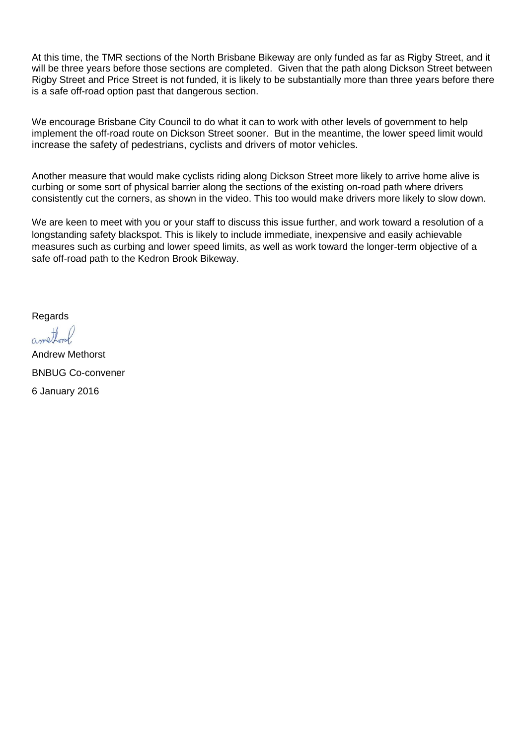At this time, the TMR sections of the North Brisbane Bikeway are only funded as far as Rigby Street, and it will be three years before those sections are completed. Given that the path along Dickson Street between Rigby Street and Price Street is not funded, it is likely to be substantially more than three years before there is a safe off-road option past that dangerous section.

We encourage Brisbane City Council to do what it can to work with other levels of government to help implement the off-road route on Dickson Street sooner. But in the meantime, the lower speed limit would increase the safety of pedestrians, cyclists and drivers of motor vehicles.

Another measure that would make cyclists riding along Dickson Street more likely to arrive home alive is curbing or some sort of physical barrier along the sections of the existing on-road path where drivers consistently cut the corners, as shown in the video. This too would make drivers more likely to slow down.

We are keen to meet with you or your staff to discuss this issue further, and work toward a resolution of a longstanding safety blackspot. This is likely to include immediate, inexpensive and easily achievable measures such as curbing and lower speed limits, as well as work toward the longer-term objective of a safe off-road path to the Kedron Brook Bikeway.

Regards

Andrew Methorst

BNBUG Co-convener

6 January 2016